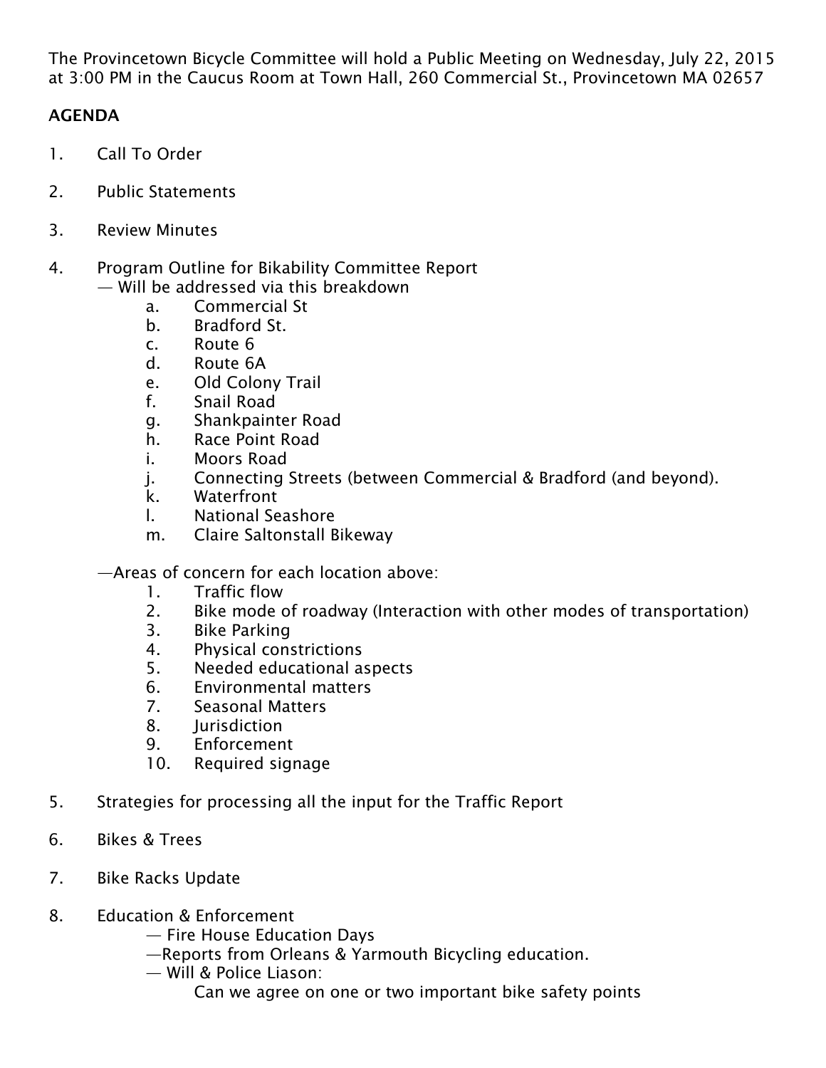The Provincetown Bicycle Committee will hold a Public Meeting on Wednesday, July 22, 2015 at 3:00 PM in the Caucus Room at Town Hall, 260 Commercial St., Provincetown MA 02657

**AGENDA**

1. Call To Order

2. Public Statements

3. Review Minutes

4. Program Outline for Bikability Committee Report
   — Will be addressed via this breakdown
   a. Commercial St
   b. Bradford St.
   c. Route 6
   d. Route 6A
   e. Old Colony Trail
   f. Snail Road
   g. Shankpainter Road
   h. Race Point Road
   i. Moors Road
   j. Connecting Streets (between Commercial & Bradford (and beyond).
   k. Waterfront
   l. National Seashore
   m. Claire Saltonstall Bikeway

   —Areas of concern for each location above:
   1. Traffic flow
   2. Bike mode of roadway (Interaction with other modes of transportation)
   3. Bike Parking
   4. Physical constrictions
   5. Needed educational aspects
   6. Environmental matters
   7. Seasonal Matters
   8. Jurisdiction
   9. Enforcement
   10. Required signage

5. Strategies for processing all the input for the Traffic Report

6. Bikes & Trees

7. Bike Racks Update

8. Education & Enforcement
   — Fire House Education Days
   —Reports from Orleans & Yarmouth Bicycling education.
   — Will & Police Liason:
   Can we agree on one or two important bike safety points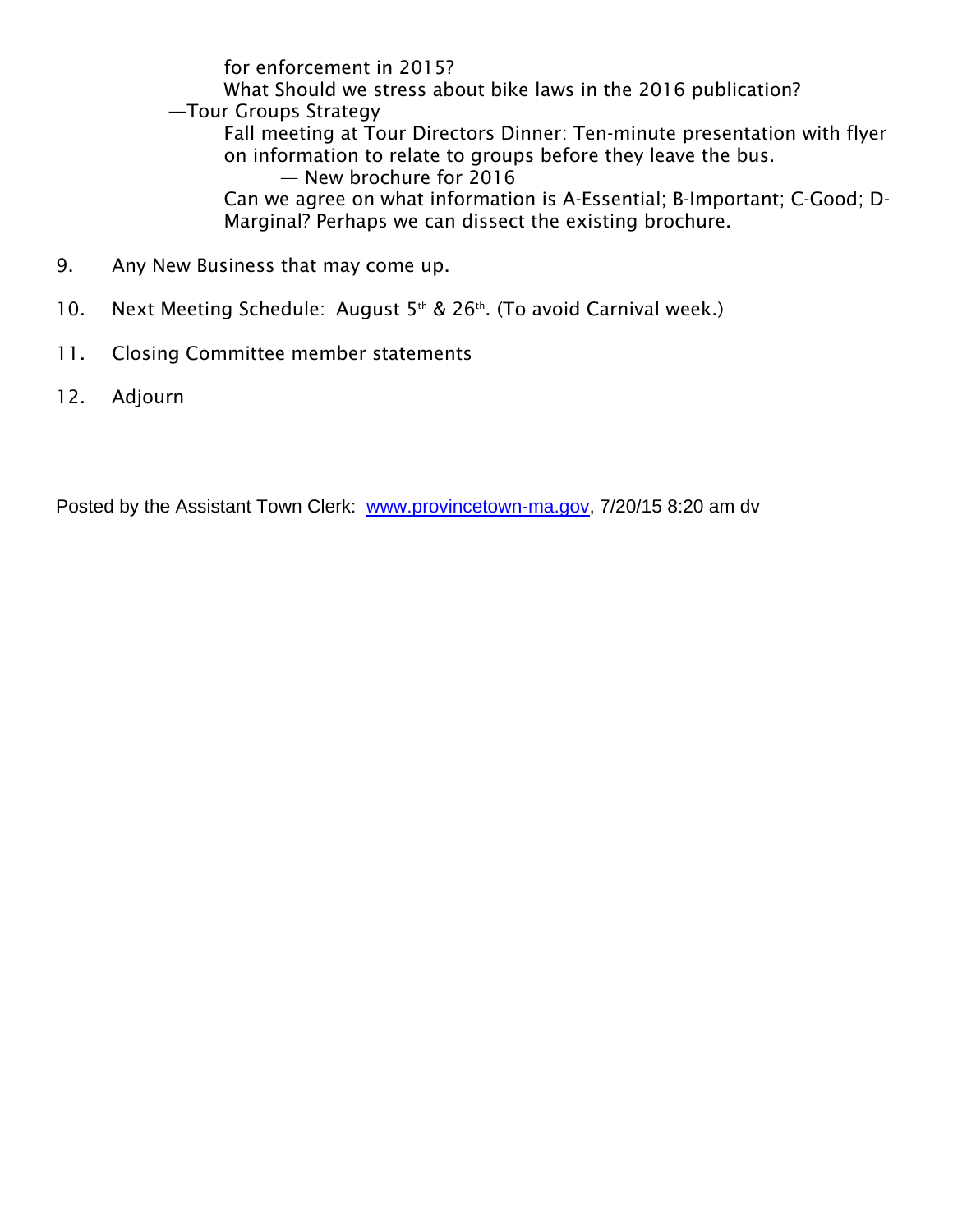for enforcement in 2015?

What Should we stress about bike laws in the 2016 publication?

—Tour Groups Strategy

Fall meeting at Tour Directors Dinner: Ten-minute presentation with flyer on information to relate to groups before they leave the bus.

— New brochure for 2016

Can we agree on what information is A-Essential; B-Important; C-Good; D-Marginal? Perhaps we can dissect the existing brochure.

9. Any New Business that may come up.

10. Next Meeting Schedule: August 5th & 26th. (To avoid Carnival week.)

11. Closing Committee member statements

12. Adjourn

Posted by the Assistant Town Clerk: www.provincetown-ma.gov, 7/20/15 8:20 am dv